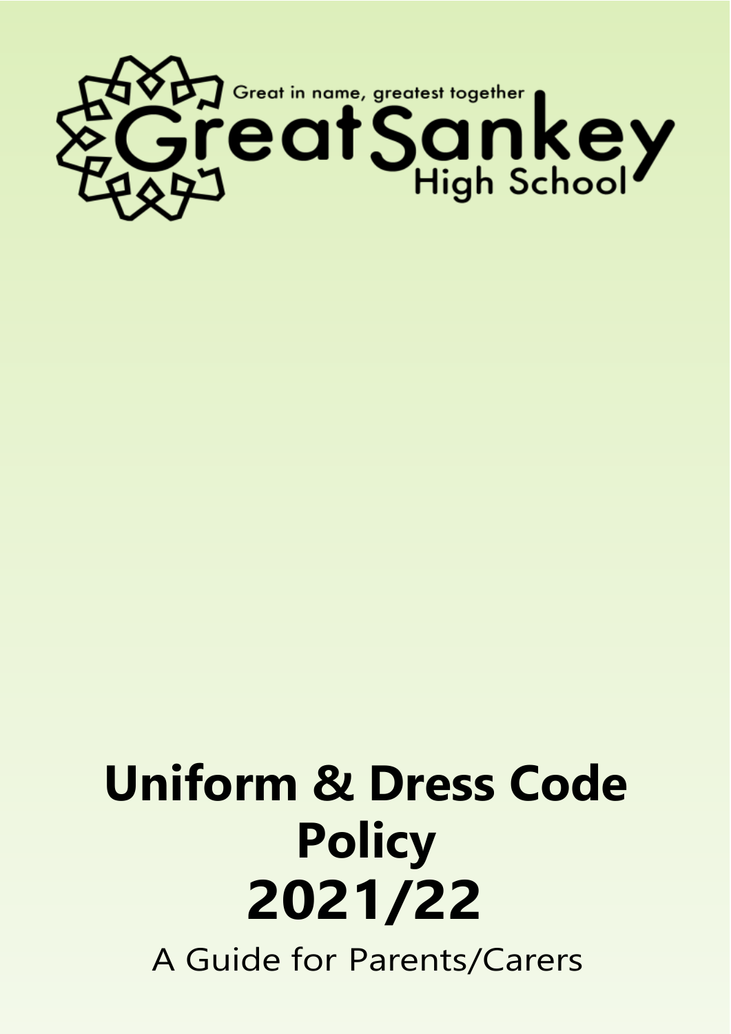Great in name, greatest together

Great Sankey High School

# Uniform & Dress Code Policy 2021/22

A Guide for Parents/Carers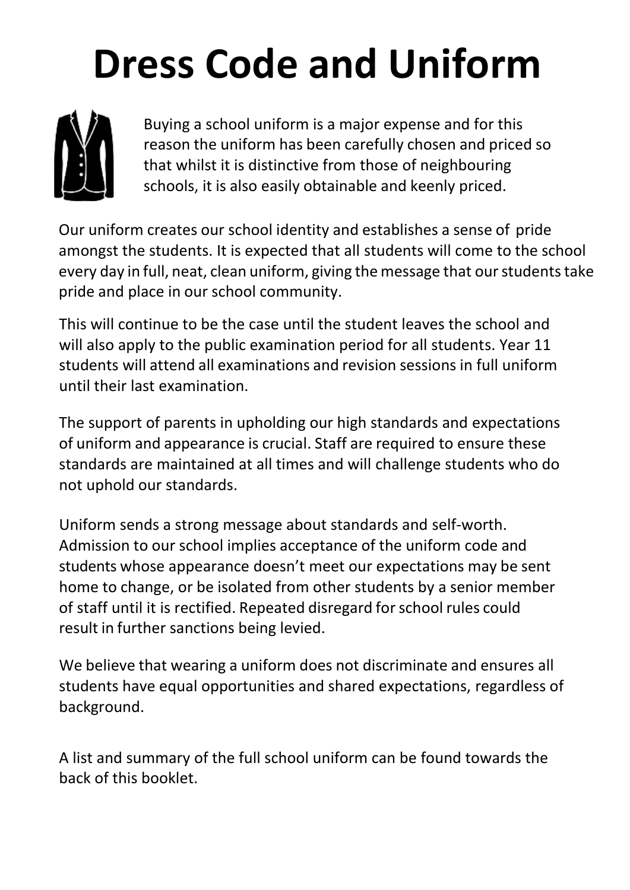# Dress Code and Uniform

Buying a school uniform is a major expense and for this reason the uniform has been carefully chosen and priced so that whilst it is distinctive from those of neighbouring schools, it is also easily obtainable and keenly priced.

Our uniform creates our school identity and establishes a sense of pride amongst the students. It is expected that all students will come to the school every day in full, neat, clean uniform, giving the message that our students take pride and place in our school community.

This will continue to be the case until the student leaves the school and will also apply to the public examination period for all students. Year 11 students will attend all examinations and revision sessions in full uniform until their last examination.

The support of parents in upholding our high standards and expectations of uniform and appearance is crucial. Staff are required to ensure these standards are maintained at all times and will challenge students who do not uphold our standards.

Uniform sends a strong message about standards and self-worth. Admission to our school implies acceptance of the uniform code and students whose appearance doesn't meet our expectations may be sent home to change, or be isolated from other students by a senior member of staff until it is rectified. Repeated disregard for school rules could result in further sanctions being levied.

We believe that wearing a uniform does not discriminate and ensures all students have equal opportunities and shared expectations, regardless of background.

A list and summary of the full school uniform can be found towards the back of this booklet.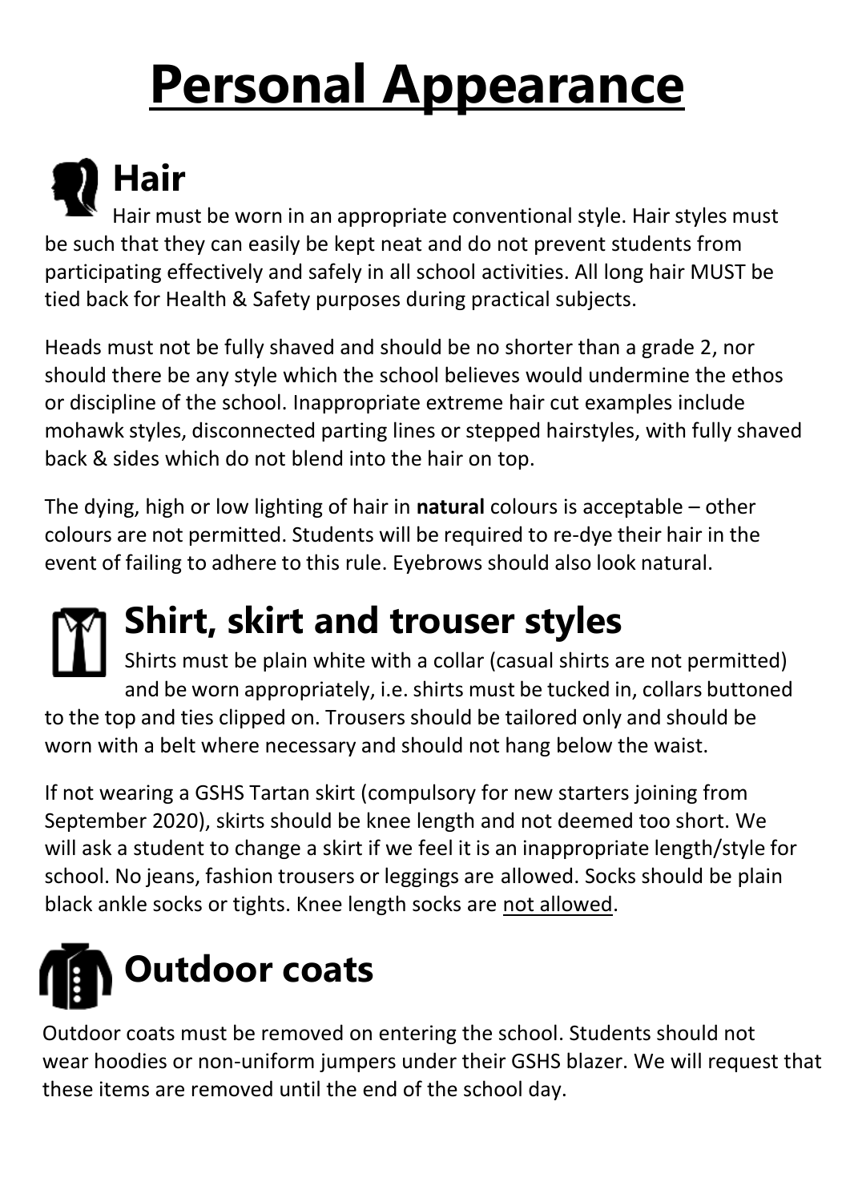# Personal Appearance

## Hair

Hair must be worn in an appropriate conventional style. Hair styles must be such that they can easily be kept neat and do not prevent students from participating effectively and safely in all school activities. All long hair MUST be tied back for Health & Safety purposes during practical subjects.

Heads must not be fully shaved and should be no shorter than a grade 2, nor should there be any style which the school believes would undermine the ethos or discipline of the school. Inappropriate extreme hair cut examples include mohawk styles, disconnected parting lines or stepped hairstyles, with fully shaved back & sides which do not blend into the hair on top.

The dying, high or low lighting of hair in **natural** colours is acceptable – other colours are not permitted. Students will be required to re-dye their hair in the event of failing to adhere to this rule. Eyebrows should also look natural.

## Shirt, skirt and trouser styles

Shirts must be plain white with a collar (casual shirts are not permitted) and be worn appropriately, i.e. shirts must be tucked in, collars buttoned to the top and ties clipped on. Trousers should be tailored only and should be worn with a belt where necessary and should not hang below the waist.

If not wearing a GSHS Tartan skirt (compulsory for new starters joining from September 2020), skirts should be knee length and not deemed too short. We will ask a student to change a skirt if we feel it is an inappropriate length/style for school. No jeans, fashion trousers or leggings are allowed. Socks should be plain black ankle socks or tights. Knee length socks are not allowed.

## Outdoor coats

Outdoor coats must be removed on entering the school. Students should not wear hoodies or non-uniform jumpers under their GSHS blazer. We will request that these items are removed until the end of the school day.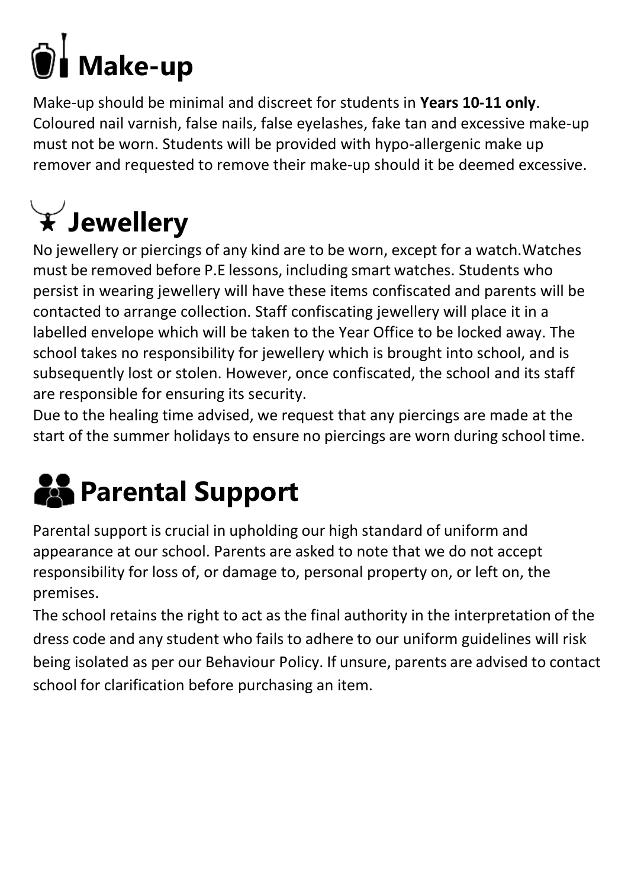# Make-up

Make-up should be minimal and discreet for students in **Years 10-11 only**. Coloured nail varnish, false nails, false eyelashes, fake tan and excessive make-up must not be worn. Students will be provided with hypo-allergenic make up remover and requested to remove their make-up should it be deemed excessive.

# Jewellery

No jewellery or piercings of any kind are to be worn, except for a watch.Watches must be removed before P.E lessons, including smart watches. Students who persist in wearing jewellery will have these items confiscated and parents will be contacted to arrange collection. Staff confiscating jewellery will place it in a labelled envelope which will be taken to the Year Office to be locked away. The school takes no responsibility for jewellery which is brought into school, and is subsequently lost or stolen. However, once confiscated, the school and its staff are responsible for ensuring its security.

Due to the healing time advised, we request that any piercings are made at the start of the summer holidays to ensure no piercings are worn during school time.

# Parental Support

Parental support is crucial in upholding our high standard of uniform and appearance at our school. Parents are asked to note that we do not accept responsibility for loss of, or damage to, personal property on, or left on, the premises.

The school retains the right to act as the final authority in the interpretation of the dress code and any student who fails to adhere to our uniform guidelines will risk being isolated as per our Behaviour Policy. If unsure, parents are advised to contact school for clarification before purchasing an item.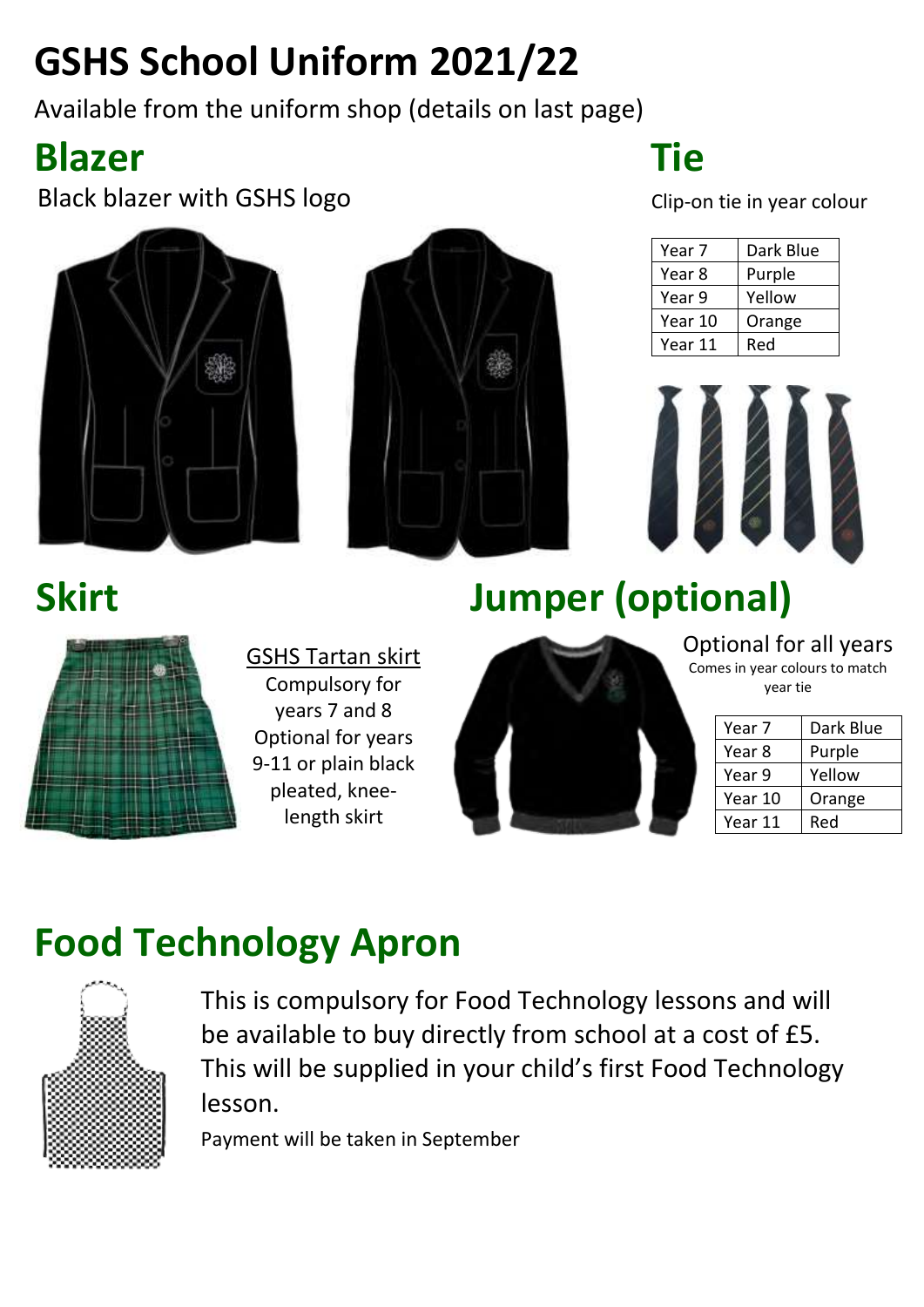# GSHS School Uniform 2021/22

Available from the uniform shop (details on last page)

## Blazer

Black blazer with GSHS logo

## Tie

Clip-on tie in year colour

| Year 7 | Dark Blue |
|---|---|
| Year 8 | Purple |
| Year 9 | Yellow |
| Year 10 | Orange |
| Year 11 | Red |

## Skirt

GSHS Tartan skirt

Compulsory for years 7 and 8

Optional for years 9-11 or plain black pleated, knee-length skirt

## Jumper (optional)

Optional for all years

Comes in year colours to match year tie

| Year 7 | Dark Blue |
|---|---|
| Year 8 | Purple |
| Year 9 | Yellow |
| Year 10 | Orange |
| Year 11 | Red |

## Food Technology Apron

This is compulsory for Food Technology lessons and will be available to buy directly from school at a cost of £5. This will be supplied in your child's first Food Technology lesson.

Payment will be taken in September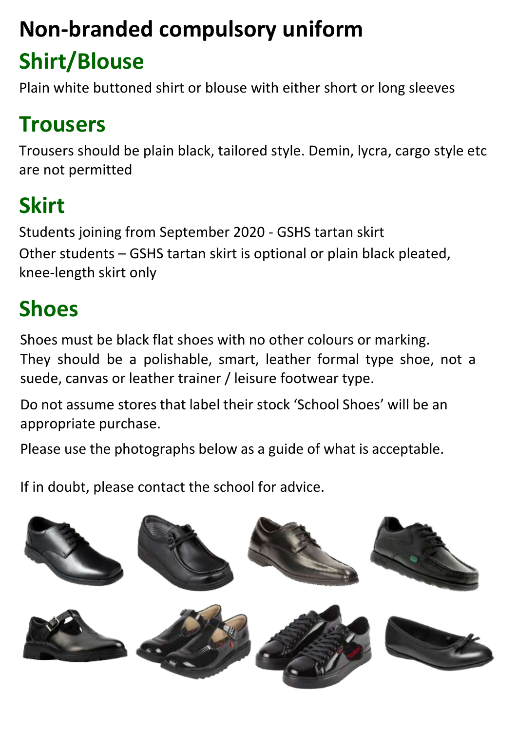# Non-branded compulsory uniform

## Shirt/Blouse

Plain white buttoned shirt or blouse with either short or long sleeves

## Trousers

Trousers should be plain black, tailored style. Demin, lycra, cargo style etc are not permitted

## Skirt

Students joining from September 2020 - GSHS tartan skirt

Other students – GSHS tartan skirt is optional or plain black pleated, knee-length skirt only

## Shoes

Shoes must be black flat shoes with no other colours or marking. They should be a polishable, smart, leather formal type shoe, not a suede, canvas or leather trainer / leisure footwear type.

Do not assume stores that label their stock 'School Shoes' will be an appropriate purchase.

Please use the photographs below as a guide of what is acceptable.

If in doubt, please contact the school for advice.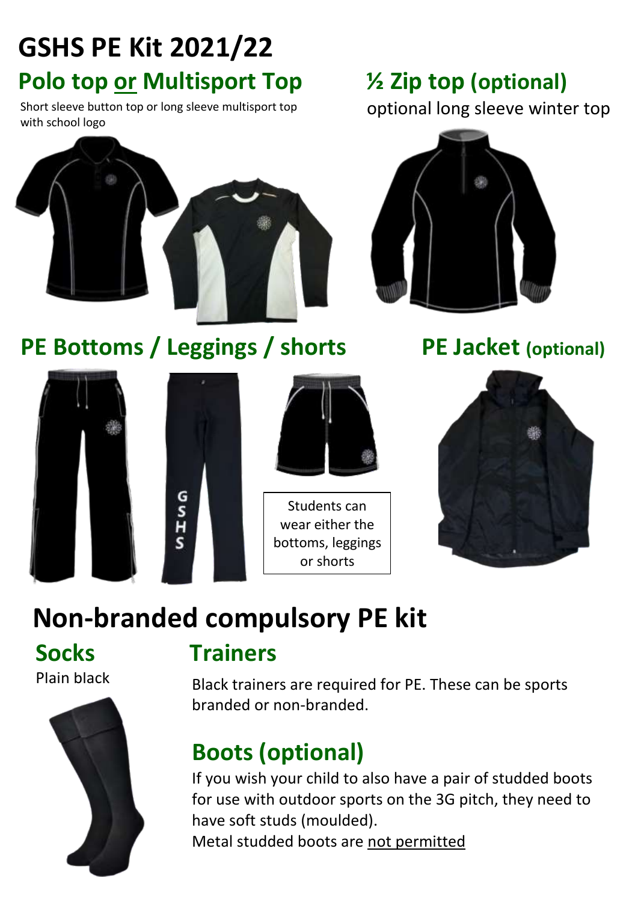# GSHS PE Kit 2021/22

## Polo top or Multisport Top

Short sleeve button top or long sleeve multisport top with school logo

## ½ Zip top (optional)

optional long sleeve winter top

## PE Bottoms / Leggings / shorts

Students can wear either the bottoms, leggings or shorts

## PE Jacket (optional)

# Non-branded compulsory PE kit

## Socks

Plain black

## Trainers

Black trainers are required for PE. These can be sports branded or non-branded.

## Boots (optional)

If you wish your child to also have a pair of studded boots for use with outdoor sports on the 3G pitch, they need to have soft studs (moulded).

Metal studded boots are not permitted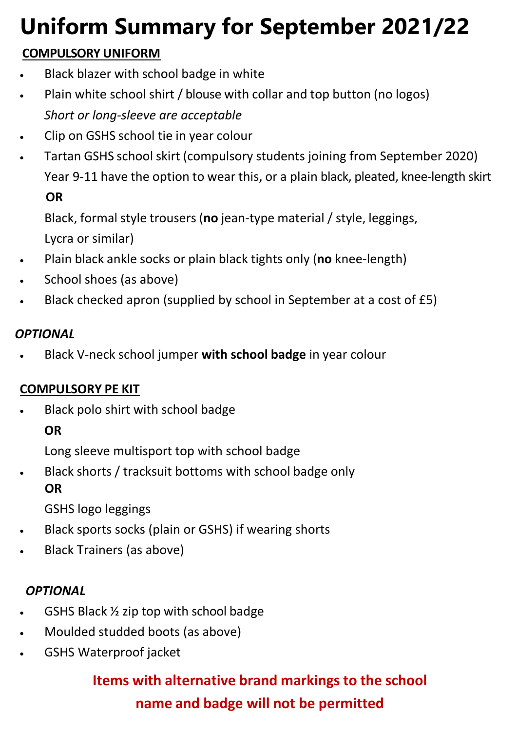# Uniform Summary for September 2021/22

## COMPULSORY UNIFORM

- Black blazer with school badge in white
- Plain white school shirt / blouse with collar and top button (no logos)
  *Short or long-sleeve are acceptable*
- Clip on GSHS school tie in year colour
- Tartan GSHS school skirt (compulsory students joining from September 2020)
  Year 9-11 have the option to wear this, or a plain black, pleated, knee-length skirt
  **OR**
  Black, formal style trousers (**no** jean-type material / style, leggings, Lycra or similar)
- Plain black ankle socks or plain black tights only (**no** knee-length)
- School shoes (as above)
- Black checked apron (supplied by school in September at a cost of £5)

***OPTIONAL***

- Black V-neck school jumper **with school badge** in year colour

## COMPULSORY PE KIT

- Black polo shirt with school badge
  **OR**
  Long sleeve multisport top with school badge
- Black shorts / tracksuit bottoms with school badge only
  **OR**
  GSHS logo leggings
- Black sports socks (plain or GSHS) if wearing shorts
- Black Trainers (as above)

***OPTIONAL***

- GSHS Black ½ zip top with school badge
- Moulded studded boots (as above)
- GSHS Waterproof jacket

**Items with alternative brand markings to the school name and badge will not be permitted**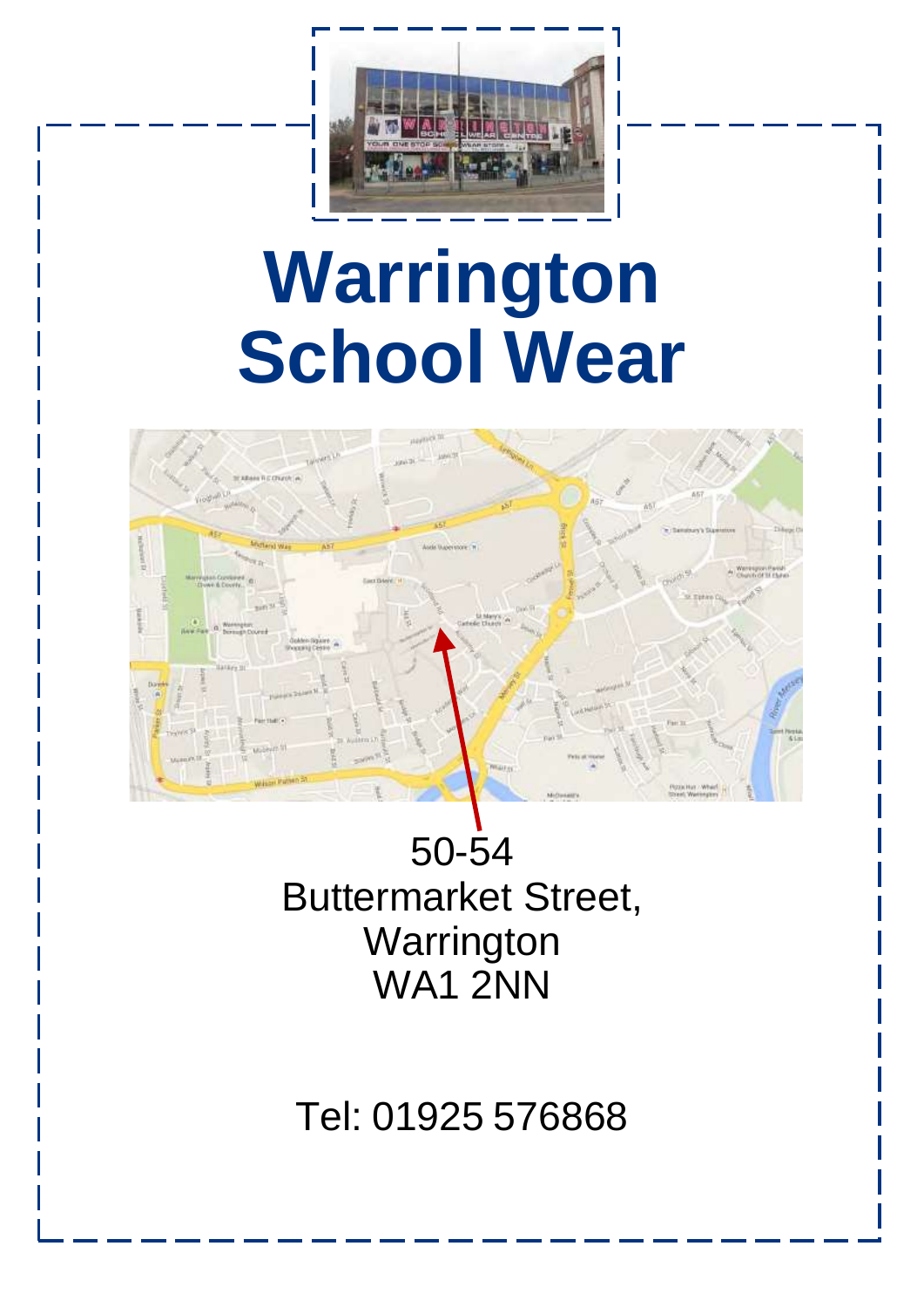# Warrington School Wear

50-54
Buttermarket Street,
Warrington
WA1 2NN

Tel: 01925 576868